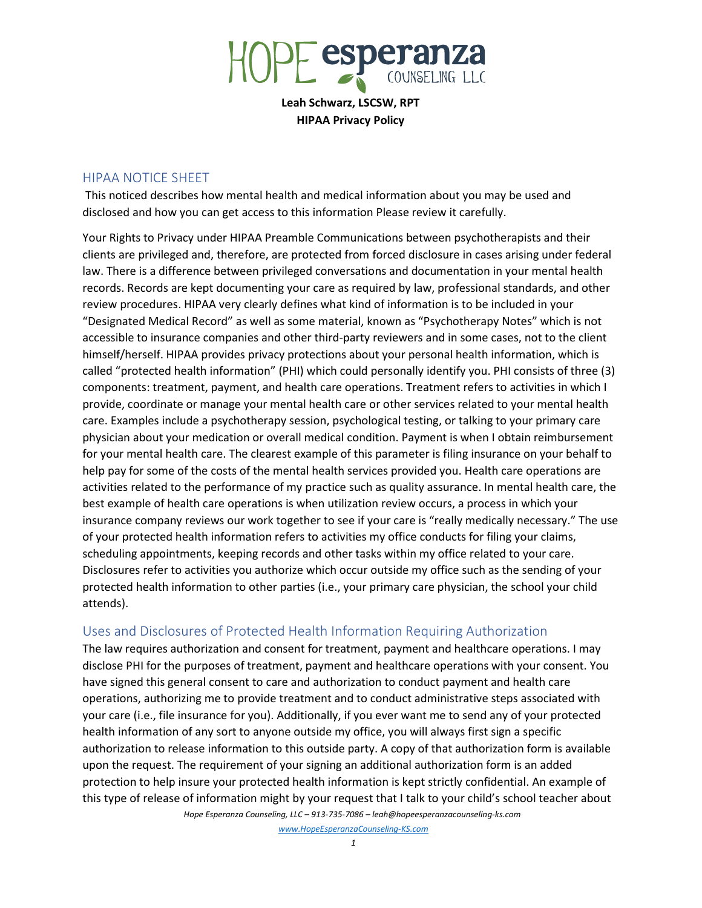# HOPE esperanza COUNSELING LLC

**Leah Schwarz, LSCSW, RPT**
**HIPAA Privacy Policy**

## HIPAA NOTICE SHEET

This noticed describes how mental health and medical information about you may be used and disclosed and how you can get access to this information Please review it carefully.

Your Rights to Privacy under HIPAA Preamble Communications between psychotherapists and their clients are privileged and, therefore, are protected from forced disclosure in cases arising under federal law. There is a difference between privileged conversations and documentation in your mental health records. Records are kept documenting your care as required by law, professional standards, and other review procedures. HIPAA very clearly defines what kind of information is to be included in your "Designated Medical Record" as well as some material, known as "Psychotherapy Notes" which is not accessible to insurance companies and other third-party reviewers and in some cases, not to the client himself/herself. HIPAA provides privacy protections about your personal health information, which is called "protected health information" (PHI) which could personally identify you. PHI consists of three (3) components: treatment, payment, and health care operations. Treatment refers to activities in which I provide, coordinate or manage your mental health care or other services related to your mental health care. Examples include a psychotherapy session, psychological testing, or talking to your primary care physician about your medication or overall medical condition. Payment is when I obtain reimbursement for your mental health care. The clearest example of this parameter is filing insurance on your behalf to help pay for some of the costs of the mental health services provided you. Health care operations are activities related to the performance of my practice such as quality assurance. In mental health care, the best example of health care operations is when utilization review occurs, a process in which your insurance company reviews our work together to see if your care is "really medically necessary." The use of your protected health information refers to activities my office conducts for filing your claims, scheduling appointments, keeping records and other tasks within my office related to your care. Disclosures refer to activities you authorize which occur outside my office such as the sending of your protected health information to other parties (i.e., your primary care physician, the school your child attends).

## Uses and Disclosures of Protected Health Information Requiring Authorization

The law requires authorization and consent for treatment, payment and healthcare operations. I may disclose PHI for the purposes of treatment, payment and healthcare operations with your consent. You have signed this general consent to care and authorization to conduct payment and health care operations, authorizing me to provide treatment and to conduct administrative steps associated with your care (i.e., file insurance for you). Additionally, if you ever want me to send any of your protected health information of any sort to anyone outside my office, you will always first sign a specific authorization to release information to this outside party. A copy of that authorization form is available upon the request. The requirement of your signing an additional authorization form is an added protection to help insure your protected health information is kept strictly confidential. An example of this type of release of information might by your request that I talk to your child's school teacher about

*Hope Esperanza Counseling, LLC – 913-735-7086 – leah@hopeesperanzacounseling-ks.com*

*www.HopeEsperanzaCounseling-KS.com*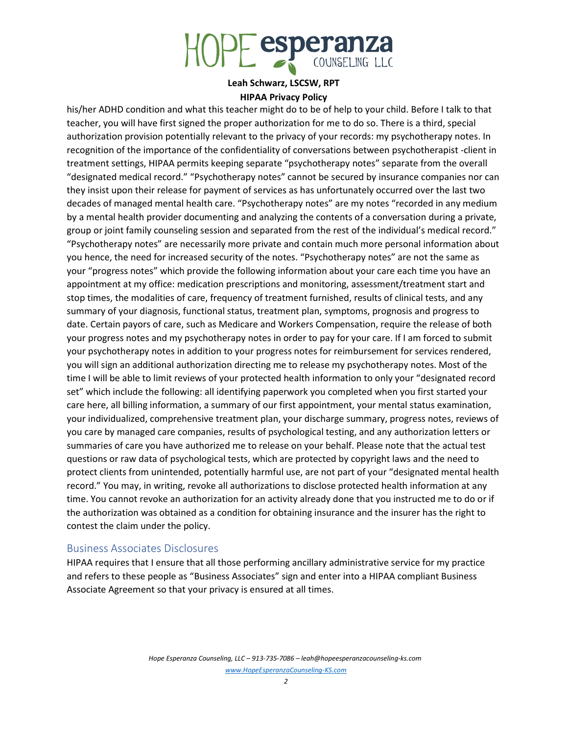his/her ADHD condition and what this teacher might do to be of help to your child. Before I talk to that teacher, you will have first signed the proper authorization for me to do so. There is a third, special authorization provision potentially relevant to the privacy of your records: my psychotherapy notes. In recognition of the importance of the confidentiality of conversations between psychotherapist -client in treatment settings, HIPAA permits keeping separate "psychotherapy notes" separate from the overall "designated medical record." "Psychotherapy notes" cannot be secured by insurance companies nor can they insist upon their release for payment of services as has unfortunately occurred over the last two decades of managed mental health care. "Psychotherapy notes" are my notes "recorded in any medium by a mental health provider documenting and analyzing the contents of a conversation during a private, group or joint family counseling session and separated from the rest of the individual's medical record." "Psychotherapy notes" are necessarily more private and contain much more personal information about you hence, the need for increased security of the notes. "Psychotherapy notes" are not the same as your "progress notes" which provide the following information about your care each time you have an appointment at my office: medication prescriptions and monitoring, assessment/treatment start and stop times, the modalities of care, frequency of treatment furnished, results of clinical tests, and any summary of your diagnosis, functional status, treatment plan, symptoms, prognosis and progress to date. Certain payors of care, such as Medicare and Workers Compensation, require the release of both your progress notes and my psychotherapy notes in order to pay for your care. If I am forced to submit your psychotherapy notes in addition to your progress notes for reimbursement for services rendered, you will sign an additional authorization directing me to release my psychotherapy notes. Most of the time I will be able to limit reviews of your protected health information to only your "designated record set" which include the following: all identifying paperwork you completed when you first started your care here, all billing information, a summary of our first appointment, your mental status examination, your individualized, comprehensive treatment plan, your discharge summary, progress notes, reviews of you care by managed care companies, results of psychological testing, and any authorization letters or summaries of care you have authorized me to release on your behalf. Please note that the actual test questions or raw data of psychological tests, which are protected by copyright laws and the need to protect clients from unintended, potentially harmful use, are not part of your "designated mental health record." You may, in writing, revoke all authorizations to disclose protected health information at any time. You cannot revoke an authorization for an activity already done that you instructed me to do or if the authorization was obtained as a condition for obtaining insurance and the insurer has the right to contest the claim under the policy.

## Business Associates Disclosures

HIPAA requires that I ensure that all those performing ancillary administrative service for my practice and refers to these people as "Business Associates" sign and enter into a HIPAA compliant Business Associate Agreement so that your privacy is ensured at all times.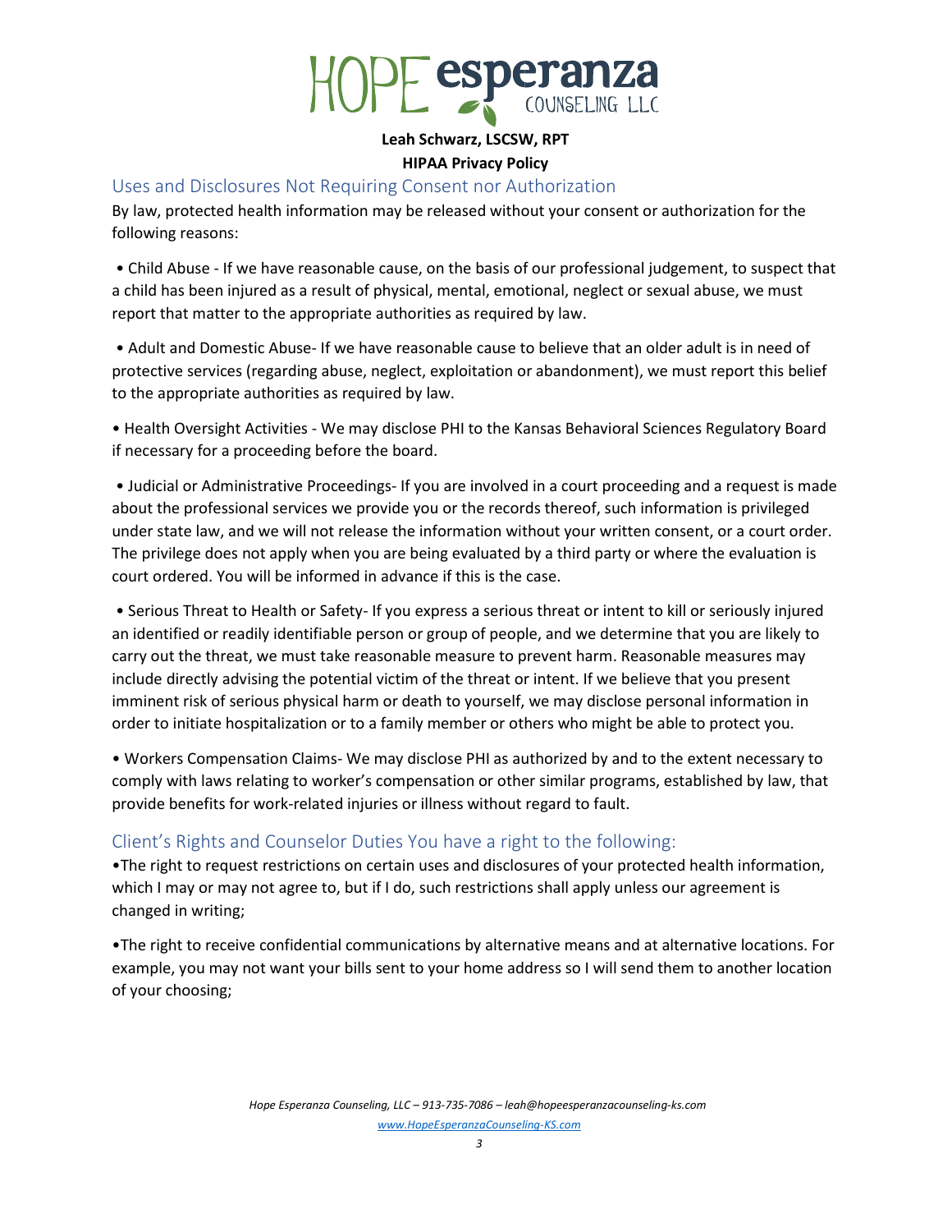# HOPE esperanza COUNSELING LLC

**Leah Schwarz, LSCSW, RPT**

**HIPAA Privacy Policy**

## Uses and Disclosures Not Requiring Consent nor Authorization

By law, protected health information may be released without your consent or authorization for the following reasons:

• Child Abuse - If we have reasonable cause, on the basis of our professional judgement, to suspect that a child has been injured as a result of physical, mental, emotional, neglect or sexual abuse, we must report that matter to the appropriate authorities as required by law.

• Adult and Domestic Abuse- If we have reasonable cause to believe that an older adult is in need of protective services (regarding abuse, neglect, exploitation or abandonment), we must report this belief to the appropriate authorities as required by law.

• Health Oversight Activities - We may disclose PHI to the Kansas Behavioral Sciences Regulatory Board if necessary for a proceeding before the board.

• Judicial or Administrative Proceedings- If you are involved in a court proceeding and a request is made about the professional services we provide you or the records thereof, such information is privileged under state law, and we will not release the information without your written consent, or a court order. The privilege does not apply when you are being evaluated by a third party or where the evaluation is court ordered. You will be informed in advance if this is the case.

• Serious Threat to Health or Safety- If you express a serious threat or intent to kill or seriously injured an identified or readily identifiable person or group of people, and we determine that you are likely to carry out the threat, we must take reasonable measure to prevent harm. Reasonable measures may include directly advising the potential victim of the threat or intent. If we believe that you present imminent risk of serious physical harm or death to yourself, we may disclose personal information in order to initiate hospitalization or to a family member or others who might be able to protect you.

• Workers Compensation Claims- We may disclose PHI as authorized by and to the extent necessary to comply with laws relating to worker's compensation or other similar programs, established by law, that provide benefits for work-related injuries or illness without regard to fault.

## Client's Rights and Counselor Duties You have a right to the following:

•The right to request restrictions on certain uses and disclosures of your protected health information, which I may or may not agree to, but if I do, such restrictions shall apply unless our agreement is changed in writing;

•The right to receive confidential communications by alternative means and at alternative locations. For example, you may not want your bills sent to your home address so I will send them to another location of your choosing;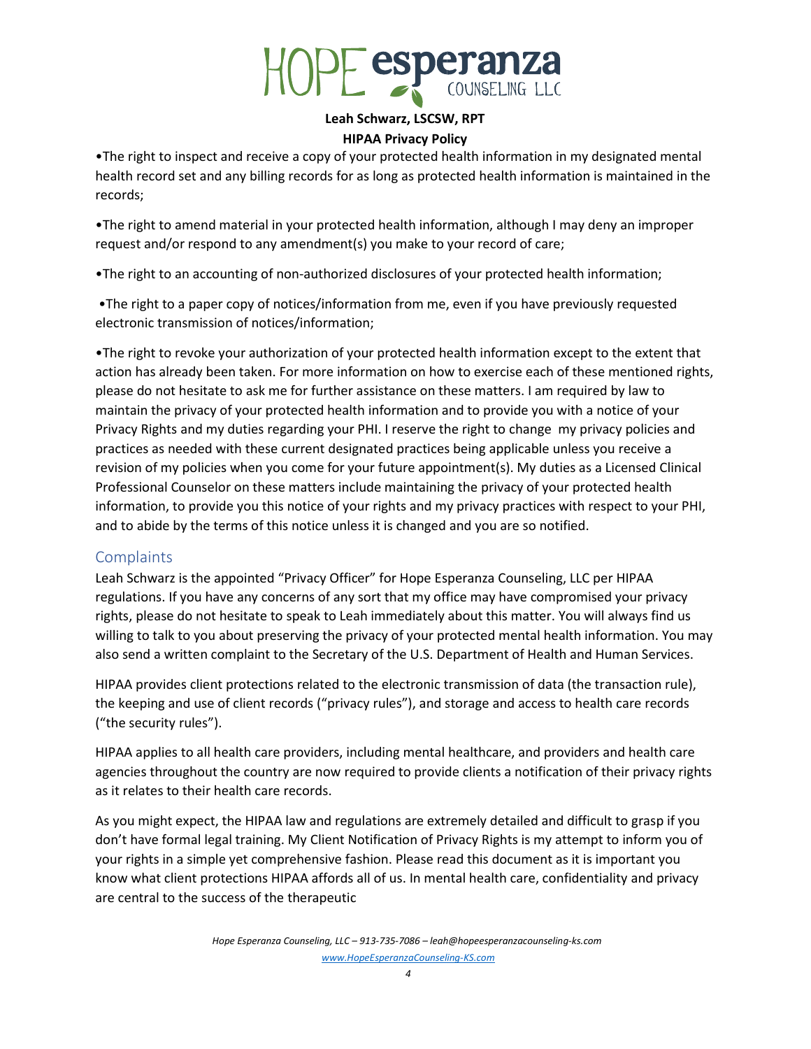•The right to inspect and receive a copy of your protected health information in my designated mental health record set and any billing records for as long as protected health information is maintained in the records;

•The right to amend material in your protected health information, although I may deny an improper request and/or respond to any amendment(s) you make to your record of care;

•The right to an accounting of non-authorized disclosures of your protected health information;

•The right to a paper copy of notices/information from me, even if you have previously requested electronic transmission of notices/information;

•The right to revoke your authorization of your protected health information except to the extent that action has already been taken. For more information on how to exercise each of these mentioned rights, please do not hesitate to ask me for further assistance on these matters. I am required by law to maintain the privacy of your protected health information and to provide you with a notice of your Privacy Rights and my duties regarding your PHI. I reserve the right to change my privacy policies and practices as needed with these current designated practices being applicable unless you receive a revision of my policies when you come for your future appointment(s). My duties as a Licensed Clinical Professional Counselor on these matters include maintaining the privacy of your protected health information, to provide you this notice of your rights and my privacy practices with respect to your PHI, and to abide by the terms of this notice unless it is changed and you are so notified.

## Complaints

Leah Schwarz is the appointed "Privacy Officer" for Hope Esperanza Counseling, LLC per HIPAA regulations. If you have any concerns of any sort that my office may have compromised your privacy rights, please do not hesitate to speak to Leah immediately about this matter. You will always find us willing to talk to you about preserving the privacy of your protected mental health information. You may also send a written complaint to the Secretary of the U.S. Department of Health and Human Services.

HIPAA provides client protections related to the electronic transmission of data (the transaction rule), the keeping and use of client records ("privacy rules"), and storage and access to health care records ("the security rules").

HIPAA applies to all health care providers, including mental healthcare, and providers and health care agencies throughout the country are now required to provide clients a notification of their privacy rights as it relates to their health care records.

As you might expect, the HIPAA law and regulations are extremely detailed and difficult to grasp if you don't have formal legal training. My Client Notification of Privacy Rights is my attempt to inform you of your rights in a simple yet comprehensive fashion. Please read this document as it is important you know what client protections HIPAA affords all of us. In mental health care, confidentiality and privacy are central to the success of the therapeutic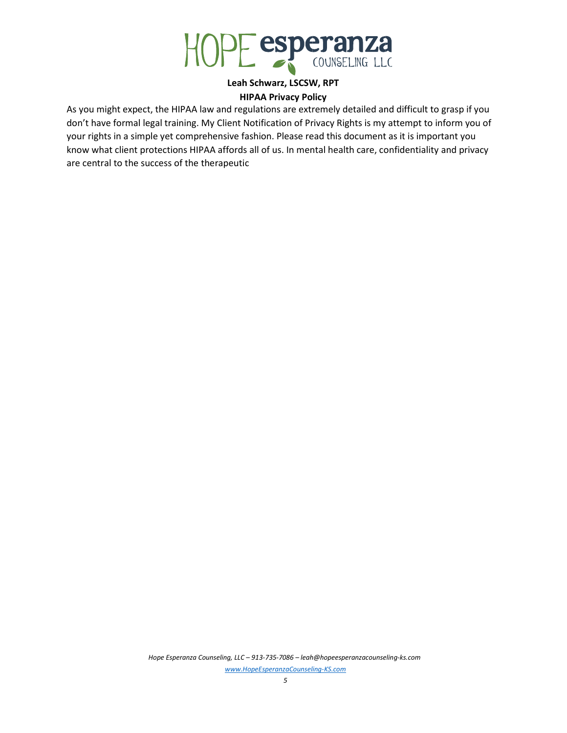**Leah Schwarz, LSCSW, RPT**

**HIPAA Privacy Policy**

As you might expect, the HIPAA law and regulations are extremely detailed and difficult to grasp if you don't have formal legal training. My Client Notification of Privacy Rights is my attempt to inform you of your rights in a simple yet comprehensive fashion. Please read this document as it is important you know what client protections HIPAA affords all of us. In mental health care, confidentiality and privacy are central to the success of the therapeutic